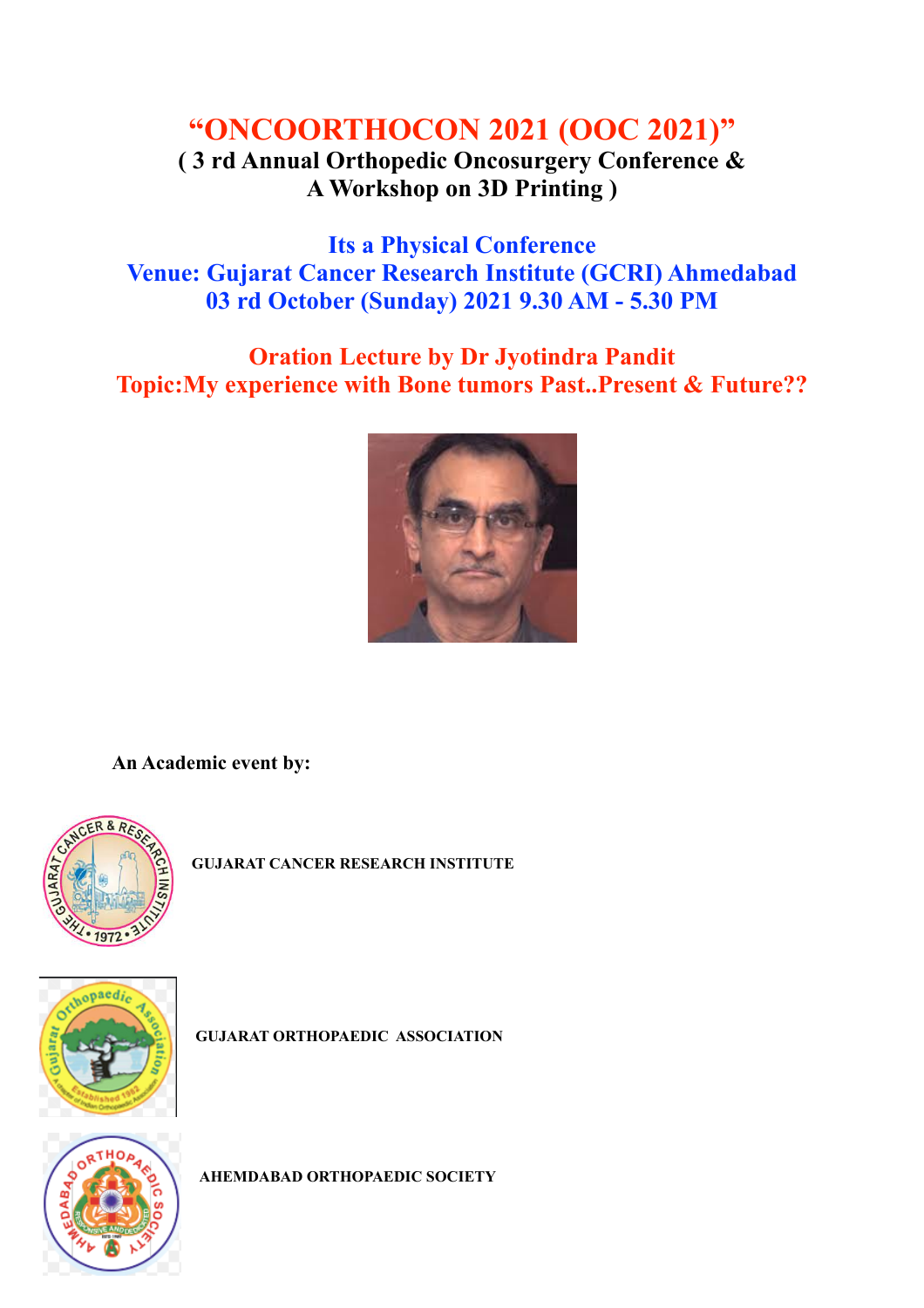# "ONCOORTHOCON 2021 (OOC 2021)"

**( 3 rd Annual Orthopedic Oncosurgery Conference & A Workshop on 3D Printing )**

**Its a Physical Conference**
**Venue: Gujarat Cancer Research Institute (GCRI) Ahmedabad**
**03 rd October (Sunday) 2021 9.30 AM - 5.30 PM**

**Oration Lecture by Dr Jyotindra Pandit**
**Topic:My experience with Bone tumors Past..Present & Future??**

**An Academic event by:**

**GUJARAT CANCER RESEARCH INSTITUTE**

**GUJARAT ORTHOPAEDIC ASSOCIATION**

**AHEMDABAD ORTHOPAEDIC SOCIETY**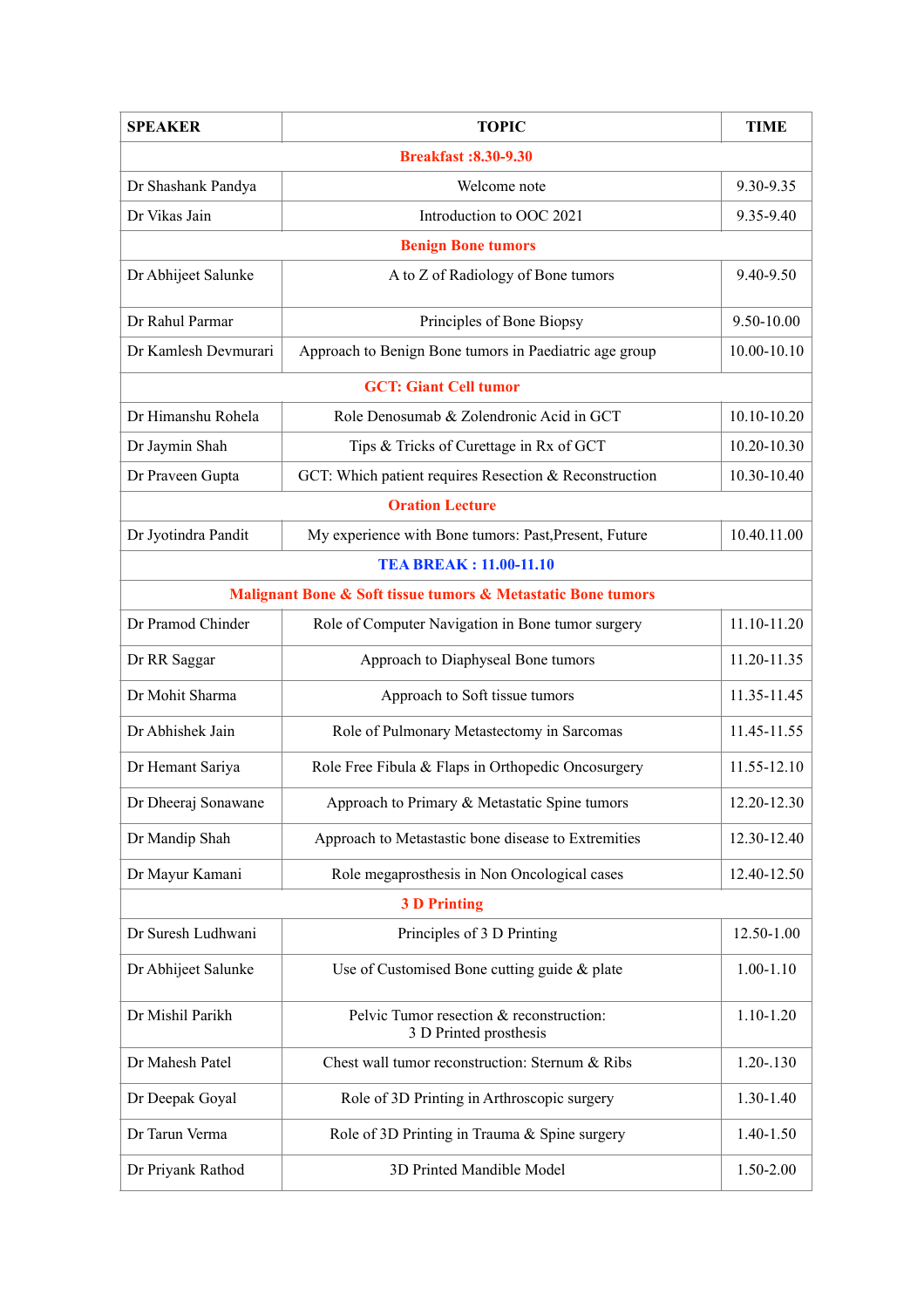| SPEAKER | TOPIC | TIME |
|---|---|---|
| **Breakfast :8.30-9.30** | | |
| Dr Shashank Pandya | Welcome note | 9.30-9.35 |
| Dr Vikas Jain | Introduction to OOC 2021 | 9.35-9.40 |
| **Benign Bone tumors** | | |
| Dr Abhijeet Salunke | A to Z of Radiology of Bone tumors | 9.40-9.50 |
| Dr Rahul Parmar | Principles of Bone Biopsy | 9.50-10.00 |
| Dr Kamlesh Devmurari | Approach to Benign Bone tumors in Paediatric age group | 10.00-10.10 |
| **GCT: Giant Cell tumor** | | |
| Dr Himanshu Rohela | Role Denosumab & Zolendronic Acid in GCT | 10.10-10.20 |
| Dr Jaymin Shah | Tips & Tricks of Curettage in Rx of GCT | 10.20-10.30 |
| Dr Praveen Gupta | GCT: Which patient requires Resection & Reconstruction | 10.30-10.40 |
| **Oration Lecture** | | |
| Dr Jyotindra Pandit | My experience with Bone tumors: Past,Present, Future | 10.40.11.00 |
| **TEA BREAK : 11.00-11.10** | | |
| **Malignant Bone & Soft tissue tumors & Metastatic Bone tumors** | | |
| Dr Pramod Chinder | Role of Computer Navigation in Bone tumor surgery | 11.10-11.20 |
| Dr RR Saggar | Approach to Diaphyseal Bone tumors | 11.20-11.35 |
| Dr Mohit Sharma | Approach to Soft tissue tumors | 11.35-11.45 |
| Dr Abhishek Jain | Role of Pulmonary Metastectomy in Sarcomas | 11.45-11.55 |
| Dr Hemant Sariya | Role Free Fibula & Flaps in Orthopedic Oncosurgery | 11.55-12.10 |
| Dr Dheeraj Sonawane | Approach to Primary & Metastatic Spine tumors | 12.20-12.30 |
| Dr Mandip Shah | Approach to Metastastic bone disease to Extremities | 12.30-12.40 |
| Dr Mayur Kamani | Role megaprosthesis in Non Oncological cases | 12.40-12.50 |
| **3 D Printing** | | |
| Dr Suresh Ludhwani | Principles of 3 D Printing | 12.50-1.00 |
| Dr Abhijeet Salunke | Use of Customised Bone cutting guide & plate | 1.00-1.10 |
| Dr Mishil Parikh | Pelvic Tumor resection & reconstruction: 3 D Printed prosthesis | 1.10-1.20 |
| Dr Mahesh Patel | Chest wall tumor reconstruction: Sternum & Ribs | 1.20-.130 |
| Dr Deepak Goyal | Role of 3D Printing in Arthroscopic surgery | 1.30-1.40 |
| Dr Tarun Verma | Role of 3D Printing in Trauma & Spine surgery | 1.40-1.50 |
| Dr Priyank Rathod | 3D Printed Mandible Model | 1.50-2.00 |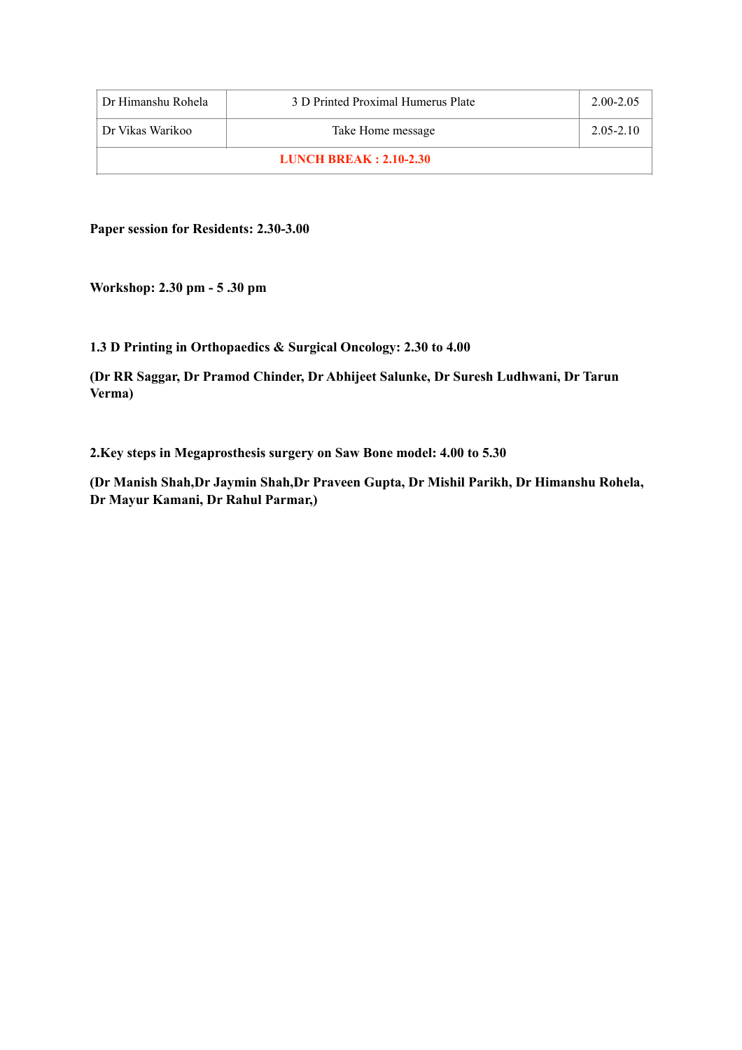| | | |
|---|---|---|
| Dr Himanshu Rohela | 3 D Printed Proximal Humerus Plate | 2.00-2.05 |
| Dr Vikas Warikoo | Take Home message | 2.05-2.10 |
| **LUNCH BREAK : 2.10-2.30** | | |

**Paper session for Residents: 2.30-3.00**

**Workshop: 2.30 pm - 5 .30 pm**

**1.3 D Printing in Orthopaedics & Surgical Oncology: 2.30 to 4.00**

**(Dr RR Saggar, Dr Pramod Chinder, Dr Abhijeet Salunke, Dr Suresh Ludhwani, Dr Tarun Verma)**

**2.Key steps in Megaprosthesis surgery on Saw Bone model: 4.00 to 5.30**

**(Dr Manish Shah,Dr Jaymin Shah,Dr Praveen Gupta, Dr Mishil Parikh, Dr Himanshu Rohela, Dr Mayur Kamani, Dr Rahul Parmar,)**